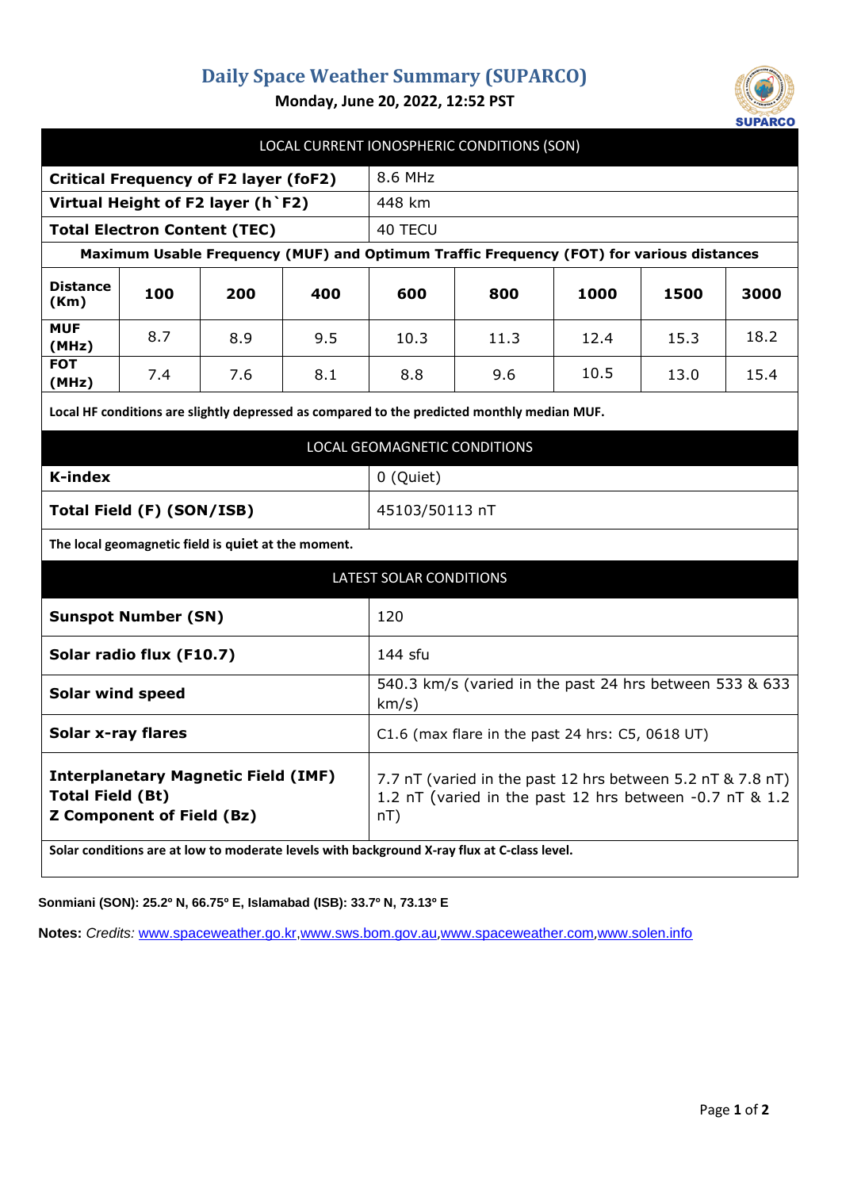# Daily Space Weather Summary (SUPARCO)

**Monday, June 20, 2022, 12:52 PST**

## LOCAL CURRENT IONOSPHERIC CONDITIONS (SON)

| | |
|---|---|
| **Critical Frequency of F2 layer (foF2)** | 8.6 MHz |
| **Virtual Height of F2 layer (h`F2)** | 448 km |
| **Total Electron Content (TEC)** | 40 TECU |

**Maximum Usable Frequency (MUF) and Optimum Traffic Frequency (FOT) for various distances**

| Distance (Km) | 100 | 200 | 400 | 600 | 800 | 1000 | 1500 | 3000 |
|---|---|---|---|---|---|---|---|---|
| **MUF (MHz)** | 8.7 | 8.9 | 9.5 | 10.3 | 11.3 | 12.4 | 15.3 | 18.2 |
| **FOT (MHz)** | 7.4 | 7.6 | 8.1 | 8.8 | 9.6 | 10.5 | 13.0 | 15.4 |

**Local HF conditions are slightly depressed as compared to the predicted monthly median MUF.**

## LOCAL GEOMAGNETIC CONDITIONS

| | |
|---|---|
| **K-index** | 0 (Quiet) |
| **Total Field (F) (SON/ISB)** | 45103/50113 nT |

**The local geomagnetic field is quiet at the moment.**

## LATEST SOLAR CONDITIONS

| | |
|---|---|
| **Sunspot Number (SN)** | 120 |
| **Solar radio flux (F10.7)** | 144 sfu |
| **Solar wind speed** | 540.3 km/s (varied in the past 24 hrs between 533 & 633 km/s) |
| **Solar x-ray flares** | C1.6 (max flare in the past 24 hrs: C5, 0618 UT) |
| **Interplanetary Magnetic Field (IMF)** **Total Field (Bt)** **Z Component of Field (Bz)** | 7.7 nT (varied in the past 12 hrs between 5.2 nT & 7.8 nT) 1.2 nT (varied in the past 12 hrs between -0.7 nT & 1.2 nT) |

**Solar conditions are at low to moderate levels with background X-ray flux at C-class level.**

**Sonmiani (SON): 25.2º N, 66.75º E, Islamabad (ISB): 33.7º N, 73.13º E**

**Notes:** *Credits:* www.spaceweather.go.kr, www.sws.bom.gov.au, www.spaceweather.com, www.solen.info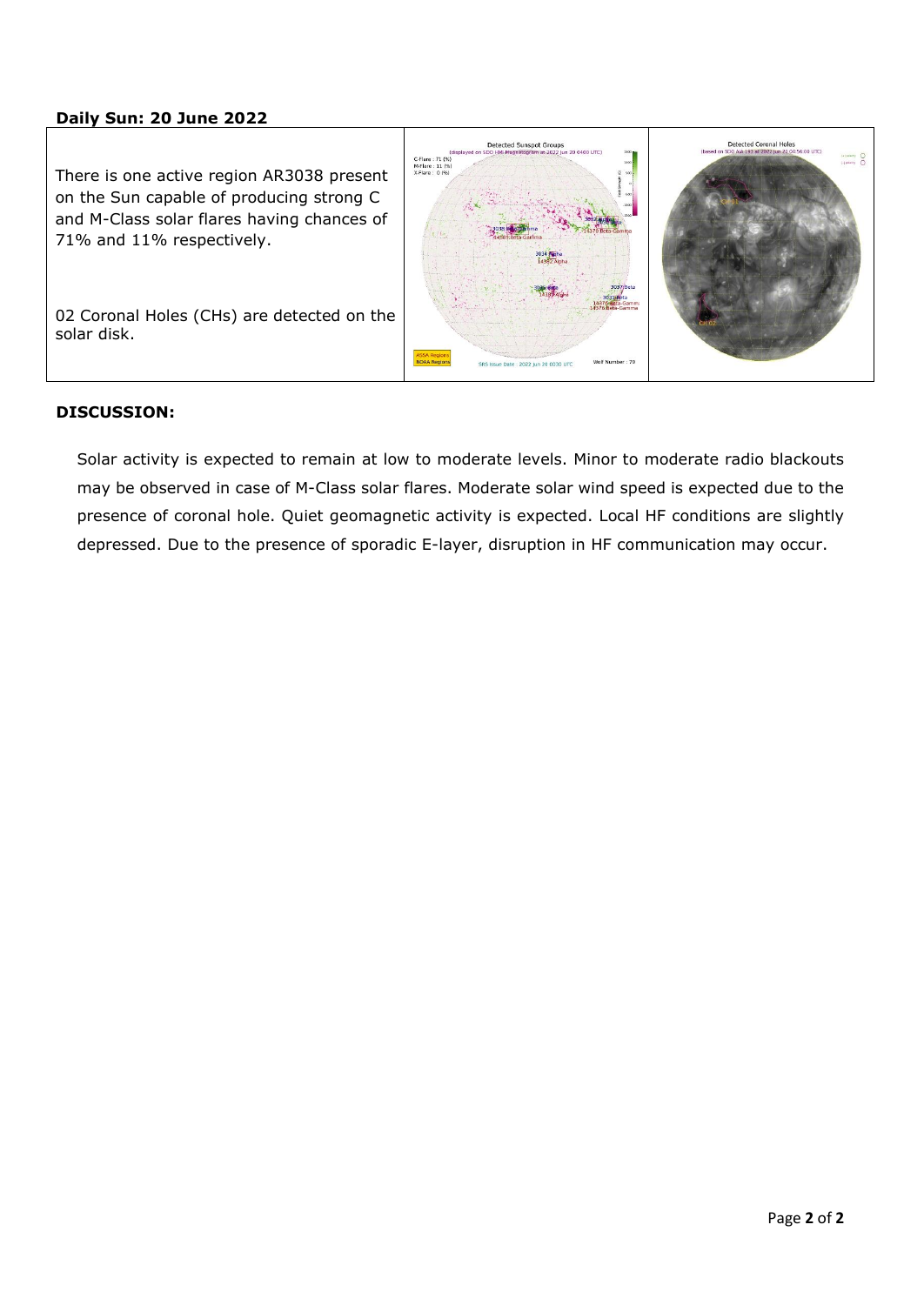**Daily Sun: 20 June 2022**

There is one active region AR3038 present on the Sun capable of producing strong C and M-Class solar flares having chances of 71% and 11% respectively.

02 Coronal Holes (CHs) are detected on the solar disk.

Detected Sunspot Groups
(displayed on SDO HMI Magnetogram at 2022 Jun 20 0400 UTC)
C-Flare : 71 (%)
M-Flare : 11 (%)
X-Flare : 0 (%)
ASSA Regions
NOAA Regions
SRS Issue Date : 2022 Jun 20 0030 UTC
Wolf Number : 78

Detected Coronal Holes
(based on SDO AIA 193 at 2022 Jun 20 04:56:00 UTC)
CH.01
CH.02

**DISCUSSION:**

Solar activity is expected to remain at low to moderate levels. Minor to moderate radio blackouts may be observed in case of M-Class solar flares. Moderate solar wind speed is expected due to the presence of coronal hole. Quiet geomagnetic activity is expected. Local HF conditions are slightly depressed. Due to the presence of sporadic E-layer, disruption in HF communication may occur.